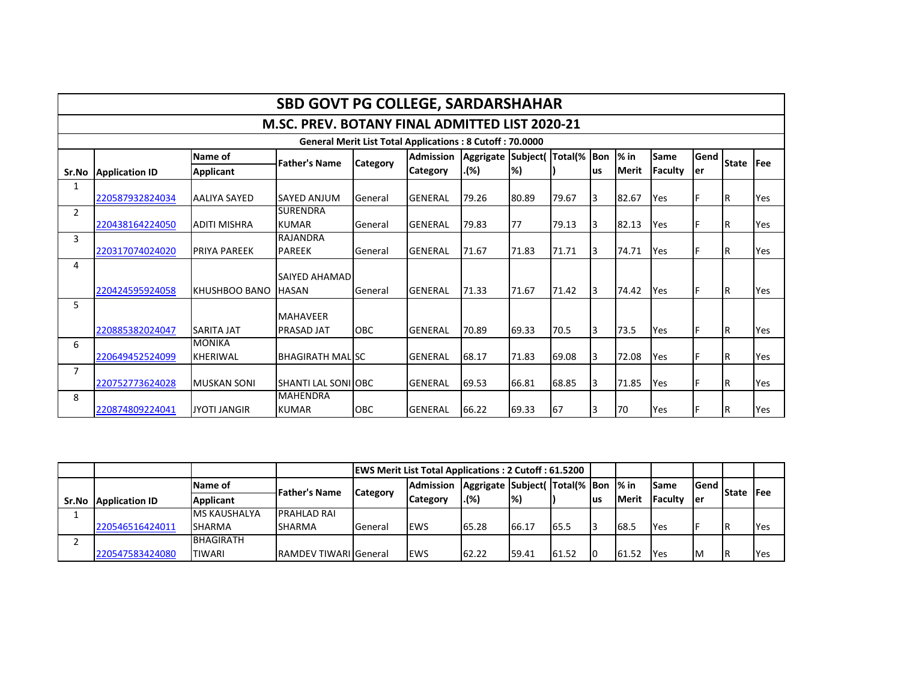# SBD GOVT PG COLLEGE, SARDARSHAHAR

## M.SC. PREV. BOTANY FINAL ADMITTED LIST 2020-21

### General Merit List Total Applications : 8 Cutoff : 70.0000

| Sr.No | Application ID | Name of Applicant | Father's Name | Category | Admission Category | Aggregate.(%) | Subject(%) | Total(%) | Bonus | % in Merit | Same Faculty | Gender | State | Fee |
|---|---|---|---|---|---|---|---|---|---|---|---|---|---|---|
| 1 | 220587932824034 | AALIYA SAYED | SAYED ANJUM | General | GENERAL | 79.26 | 80.89 | 79.67 | 3 | 82.67 | Yes | F | R | Yes |
| 2 | 220438164224050 | ADITI MISHRA | SURENDRA KUMAR | General | GENERAL | 79.83 | 77 | 79.13 | 3 | 82.13 | Yes | F | R | Yes |
| 3 | 220317074024020 | PRIYA PAREEK | RAJANDRA PAREEK | General | GENERAL | 71.67 | 71.83 | 71.71 | 3 | 74.71 | Yes | F | R | Yes |
| 4 | 220424595924058 | KHUSHBOO BANO | SAIYED AHAMAD HASAN | General | GENERAL | 71.33 | 71.67 | 71.42 | 3 | 74.42 | Yes | F | R | Yes |
| 5 | 220885382024047 | SARITA JAT | MAHAVEER PRASAD JAT | OBC | GENERAL | 70.89 | 69.33 | 70.5 | 3 | 73.5 | Yes | F | R | Yes |
| 6 | 220649452524099 | MONIKA KHERIWAL | BHAGIRATH MAL | SC | GENERAL | 68.17 | 71.83 | 69.08 | 3 | 72.08 | Yes | F | R | Yes |
| 7 | 220752773624028 | MUSKAN SONI | SHANTI LAL SONI | OBC | GENERAL | 69.53 | 66.81 | 68.85 | 3 | 71.85 | Yes | F | R | Yes |
| 8 | 220874809224041 | JYOTI JANGIR | MAHENDRA KUMAR | OBC | GENERAL | 66.22 | 69.33 | 67 | 3 | 70 | Yes | F | R | Yes |

### EWS Merit List Total Applications : 2 Cutoff : 61.5200

| Sr.No | Application ID | Name of Applicant | Father's Name | Category | Admission Category | Aggregate.(%) | Subject(%) | Total(%) | Bonus | % in Merit | Same Faculty | Gender | State | Fee |
|---|---|---|---|---|---|---|---|---|---|---|---|---|---|---|
| 1 | 220546516424011 | MS KAUSHALYA SHARMA | PRAHLAD RAI SHARMA | General | EWS | 65.28 | 66.17 | 65.5 | 3 | 68.5 | Yes | F | R | Yes |
| 2 | 220547583424080 | BHAGIRATH TIWARI | RAMDEV TIWARI | General | EWS | 62.22 | 59.41 | 61.52 | 0 | 61.52 | Yes | M | R | Yes |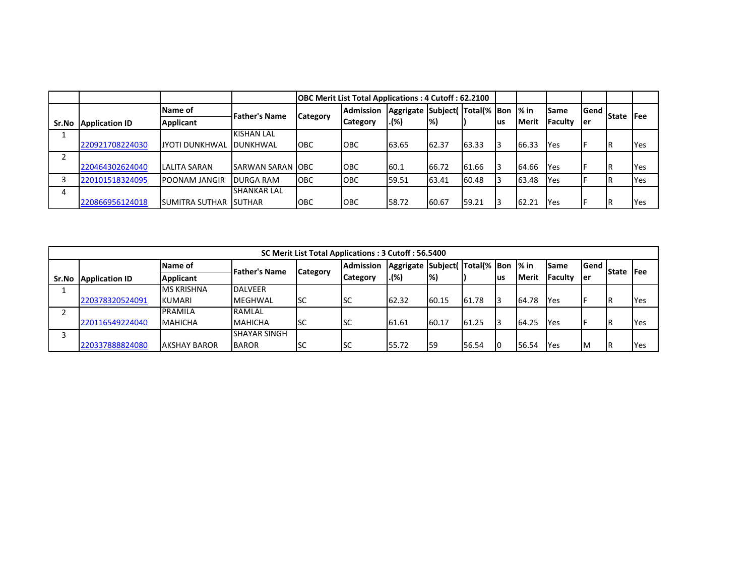| | | | | OBC Merit List Total Applications : 4 Cutoff : 62.2100 | | | | | | | | | | |
|---|---|---|---|---|---|---|---|---|---|---|---|---|---|---|
| **Sr.No** | **Application ID** | **Name of Applicant** | **Father's Name** | **Category** | **Admission Category** | **Aggregate.(%)** | **Subject(%)** | **Total(%)** | **Bonus** | **% in Merit** | **Same Faculty** | **Gender** | **State** | **Fee** |
| 1 | 220921708224030 | JYOTI DUNKHWAL | KISHAN LAL DUNKHWAL | OBC | OBC | 63.65 | 62.37 | 63.33 | 3 | 66.33 | Yes | F | R | Yes |
| 2 | 220464302624040 | LALITA SARAN | SARWAN SARAN | OBC | OBC | 60.1 | 66.72 | 61.66 | 3 | 64.66 | Yes | F | R | Yes |
| 3 | 220101518324095 | POONAM JANGIR | DURGA RAM | OBC | OBC | 59.51 | 63.41 | 60.48 | 3 | 63.48 | Yes | F | R | Yes |
| 4 | 220866956124018 | SUMITRA SUTHAR | SHANKAR LAL SUTHAR | OBC | OBC | 58.72 | 60.67 | 59.21 | 3 | 62.21 | Yes | F | R | Yes |

| SC Merit List Total Applications : 3 Cutoff : 56.5400 | | | | | | | | | | | | | | |
|---|---|---|---|---|---|---|---|---|---|---|---|---|---|---|
| **Sr.No** | **Application ID** | **Name of Applicant** | **Father's Name** | **Category** | **Admission Category** | **Aggregate.(%)** | **Subject(%)** | **Total(%)** | **Bonus** | **% in Merit** | **Same Faculty** | **Gender** | **State** | **Fee** |
| 1 | 220378320524091 | MS KRISHNA KUMARI | DALVEER MEGHWAL | SC | SC | 62.32 | 60.15 | 61.78 | 3 | 64.78 | Yes | F | R | Yes |
| 2 | 220116549224040 | PRAMILA MAHICHA | RAMLAL MAHICHA | SC | SC | 61.61 | 60.17 | 61.25 | 3 | 64.25 | Yes | F | R | Yes |
| 3 | 220337888824080 | AKSHAY BAROR | SHAYAR SINGH BAROR | SC | SC | 55.72 | 59 | 56.54 | 0 | 56.54 | Yes | M | R | Yes |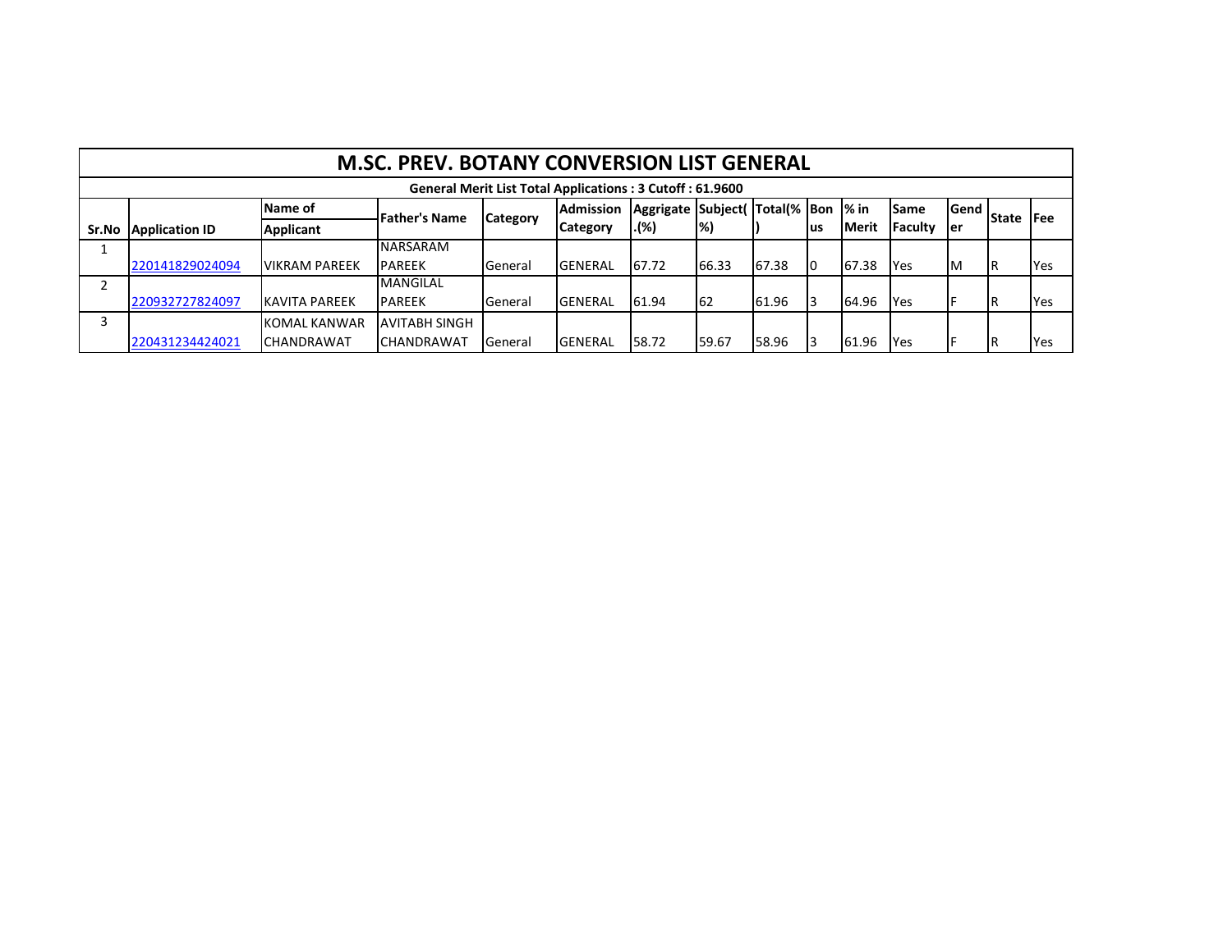# M.SC. PREV. BOTANY CONVERSION LIST GENERAL

**General Merit List Total Applications : 3 Cutoff : 61.9600**

| Sr.No | Application ID | Name of Applicant | Father's Name | Category | Admission Category | Aggrigate.(%) | Subject(%) | Total(%) | Bonus | % in Merit | Same Faculty | Gender | State | Fee |
|---|---|---|---|---|---|---|---|---|---|---|---|---|---|---|
| 1 | 220141829024094 | VIKRAM PAREEK | NARSARAM PAREEK | General | GENERAL | 67.72 | 66.33 | 67.38 | 0 | 67.38 | Yes | M | R | Yes |
| 2 | 220932727824097 | KAVITA PAREEK | MANGILAL PAREEK | General | GENERAL | 61.94 | 62 | 61.96 | 3 | 64.96 | Yes | F | R | Yes |
| 3 | 220431234424021 | KOMAL KANWAR CHANDRAWAT | AVITABH SINGH CHANDRAWAT | General | GENERAL | 58.72 | 59.67 | 58.96 | 3 | 61.96 | Yes | F | R | Yes |